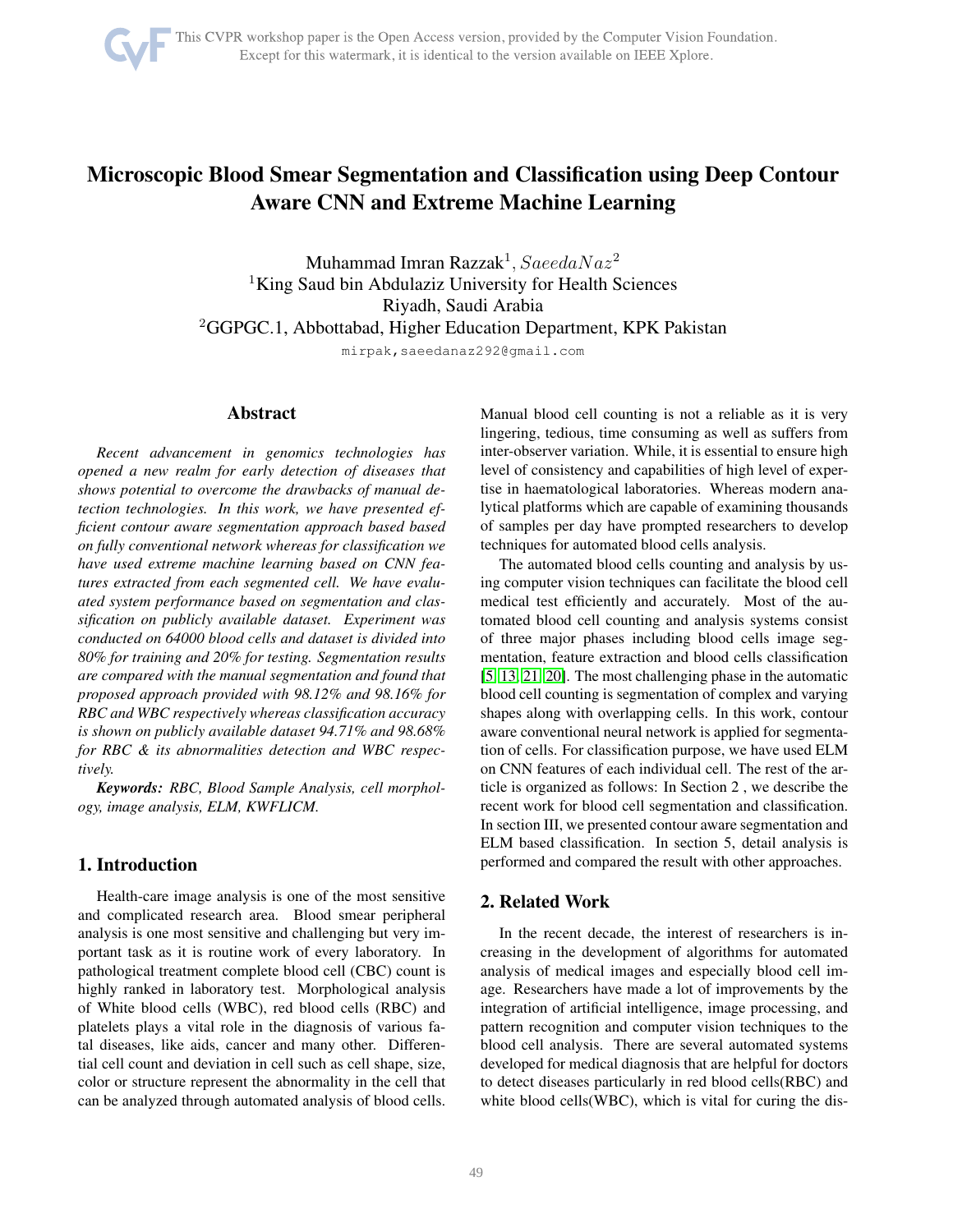# Microscopic Blood Smear Segmentation and Classification using Deep Contour Aware CNN and Extreme Machine Learning

Muhammad Imran Razzak[1], *SaeedaNaz*[2]
[1]King Saud bin Abdulaziz University for Health Sciences
Riyadh, Saudi Arabia
[2]GGPGC.1, Abbottabad, Higher Education Department, KPK Pakistan
mirpak,saeedanaz292@gmail.com

## Abstract

*Recent advancement in genomics technologies has opened a new realm for early detection of diseases that shows potential to overcome the drawbacks of manual detection technologies. In this work, we have presented efficient contour aware segmentation approach based based on fully conventional network whereas for classification we have used extreme machine learning based on CNN features extracted from each segmented cell. We have evaluated system performance based on segmentation and classification on publicly available dataset. Experiment was conducted on 64000 blood cells and dataset is divided into 80% for training and 20% for testing. Segmentation results are compared with the manual segmentation and found that proposed approach provided with 98.12% and 98.16% for RBC and WBC respectively whereas classification accuracy is shown on publicly available dataset 94.71% and 98.68% for RBC & its abnormalities detection and WBC respectively.*

***Keywords:*** *RBC, Blood Sample Analysis, cell morphology, image analysis, ELM, KWFLICM.*

## 1. Introduction

Health-care image analysis is one of the most sensitive and complicated research area. Blood smear peripheral analysis is one most sensitive and challenging but very important task as it is routine work of every laboratory. In pathological treatment complete blood cell (CBC) count is highly ranked in laboratory test. Morphological analysis of White blood cells (WBC), red blood cells (RBC) and platelets plays a vital role in the diagnosis of various fatal diseases, like aids, cancer and many other. Differential cell count and deviation in cell such as cell shape, size, color or structure represent the abnormality in the cell that can be analyzed through automated analysis of blood cells. Manual blood cell counting is not a reliable as it is very lingering, tedious, time consuming as well as suffers from inter-observer variation. While, it is essential to ensure high level of consistency and capabilities of high level of expertise in haematological laboratories. Whereas modern analytical platforms which are capable of examining thousands of samples per day have prompted researchers to develop techniques for automated blood cells analysis.

The automated blood cells counting and analysis by using computer vision techniques can facilitate the blood cell medical test efficiently and accurately. Most of the automated blood cell counting and analysis systems consist of three major phases including blood cells image segmentation, feature extraction and blood cells classification [5, 13, 21, 20]. The most challenging phase in the automatic blood cell counting is segmentation of complex and varying shapes along with overlapping cells. In this work, contour aware conventional neural network is applied for segmentation of cells. For classification purpose, we have used ELM on CNN features of each individual cell. The rest of the article is organized as follows: In Section 2 , we describe the recent work for blood cell segmentation and classification. In section III, we presented contour aware segmentation and ELM based classification. In section 5, detail analysis is performed and compared the result with other approaches.

## 2. Related Work

In the recent decade, the interest of researchers is increasing in the development of algorithms for automated analysis of medical images and especially blood cell image. Researchers have made a lot of improvements by the integration of artificial intelligence, image processing, and pattern recognition and computer vision techniques to the blood cell analysis. There are several automated systems developed for medical diagnosis that are helpful for doctors to detect diseases particularly in red blood cells(RBC) and white blood cells(WBC), which is vital for curing the dis-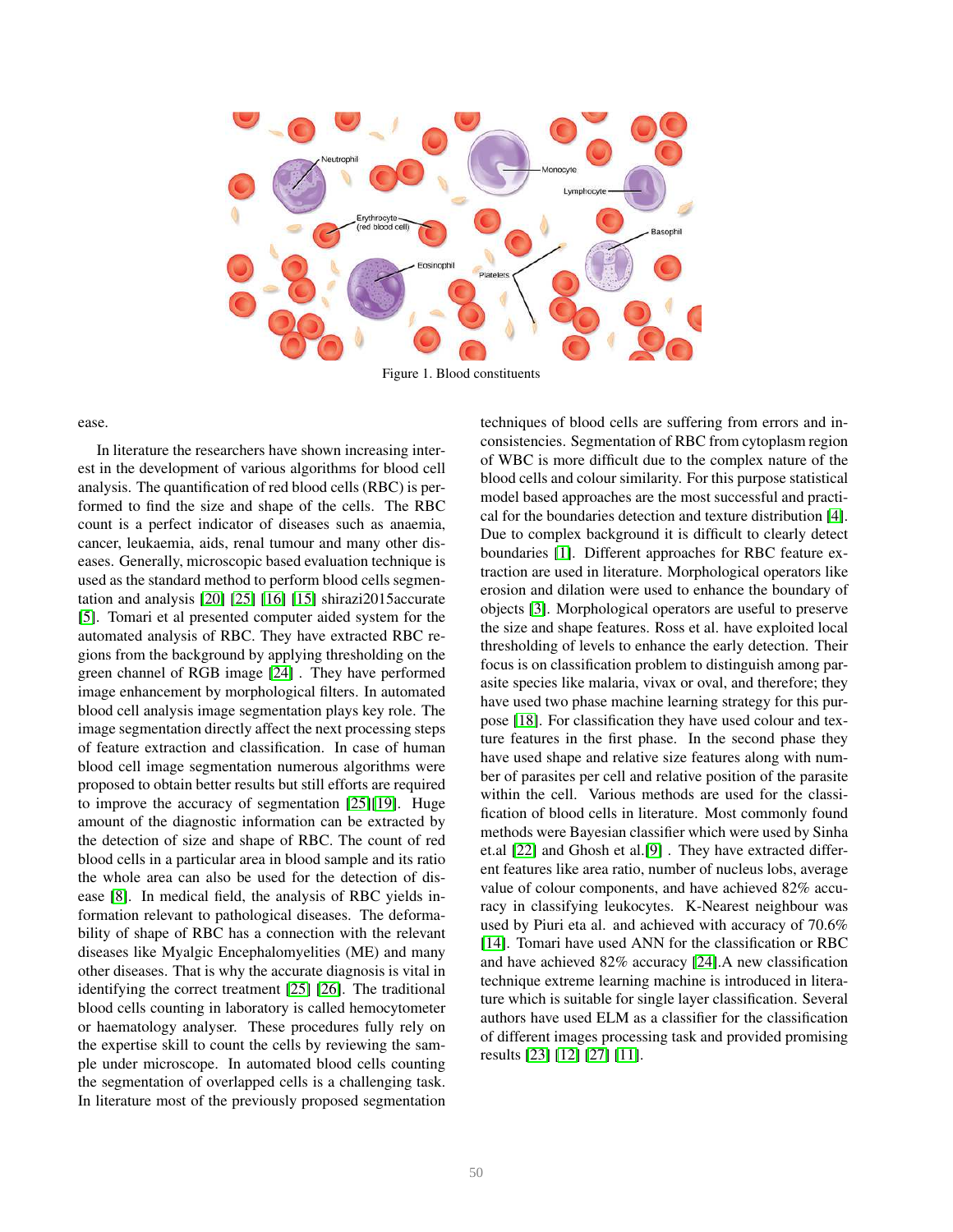Figure 1. Blood constituents

ease.

In literature the researchers have shown increasing interest in the development of various algorithms for blood cell analysis. The quantification of red blood cells (RBC) is performed to find the size and shape of the cells. The RBC count is a perfect indicator of diseases such as anaemia, cancer, leukaemia, aids, renal tumour and many other diseases. Generally, microscopic based evaluation technique is used as the standard method to perform blood cells segmentation and analysis [20] [25] [16] [15] shirazi2015accurate [5]. Tomari et al presented computer aided system for the automated analysis of RBC. They have extracted RBC regions from the background by applying thresholding on the green channel of RGB image [24] . They have performed image enhancement by morphological filters. In automated blood cell analysis image segmentation plays key role. The image segmentation directly affect the next processing steps of feature extraction and classification. In case of human blood cell image segmentation numerous algorithms were proposed to obtain better results but still efforts are required to improve the accuracy of segmentation [25][19]. Huge amount of the diagnostic information can be extracted by the detection of size and shape of RBC. The count of red blood cells in a particular area in blood sample and its ratio the whole area can also be used for the detection of disease [8]. In medical field, the analysis of RBC yields information relevant to pathological diseases. The deformability of shape of RBC has a connection with the relevant diseases like Myalgic Encephalomyelities (ME) and many other diseases. That is why the accurate diagnosis is vital in identifying the correct treatment [25] [26]. The traditional blood cells counting in laboratory is called hemocytometer or haematology analyser. These procedures fully rely on the expertise skill to count the cells by reviewing the sample under microscope. In automated blood cells counting the segmentation of overlapped cells is a challenging task. In literature most of the previously proposed segmentation techniques of blood cells are suffering from errors and inconsistencies. Segmentation of RBC from cytoplasm region of WBC is more difficult due to the complex nature of the blood cells and colour similarity. For this purpose statistical model based approaches are the most successful and practical for the boundaries detection and texture distribution [4]. Due to complex background it is difficult to clearly detect boundaries [1]. Different approaches for RBC feature extraction are used in literature. Morphological operators like erosion and dilation were used to enhance the boundary of objects [3]. Morphological operators are useful to preserve the size and shape features. Ross et al. have exploited local thresholding of levels to enhance the early detection. Their focus is on classification problem to distinguish among parasite species like malaria, vivax or oval, and therefore; they have used two phase machine learning strategy for this purpose [18]. For classification they have used colour and texture features in the first phase. In the second phase they have used shape and relative size features along with number of parasites per cell and relative position of the parasite within the cell. Various methods are used for the classification of blood cells in literature. Most commonly found methods were Bayesian classifier which were used by Sinha et.al [22] and Ghosh et al.[9] . They have extracted different features like area ratio, number of nucleus lobs, average value of colour components, and have achieved 82% accuracy in classifying leukocytes. K-Nearest neighbour was used by Piuri eta al. and achieved with accuracy of 70.6% [14]. Tomari have used ANN for the classification or RBC and have achieved 82% accuracy [24].A new classification technique extreme learning machine is introduced in literature which is suitable for single layer classification. Several authors have used ELM as a classifier for the classification of different images processing task and provided promising results [23] [12] [27] [11].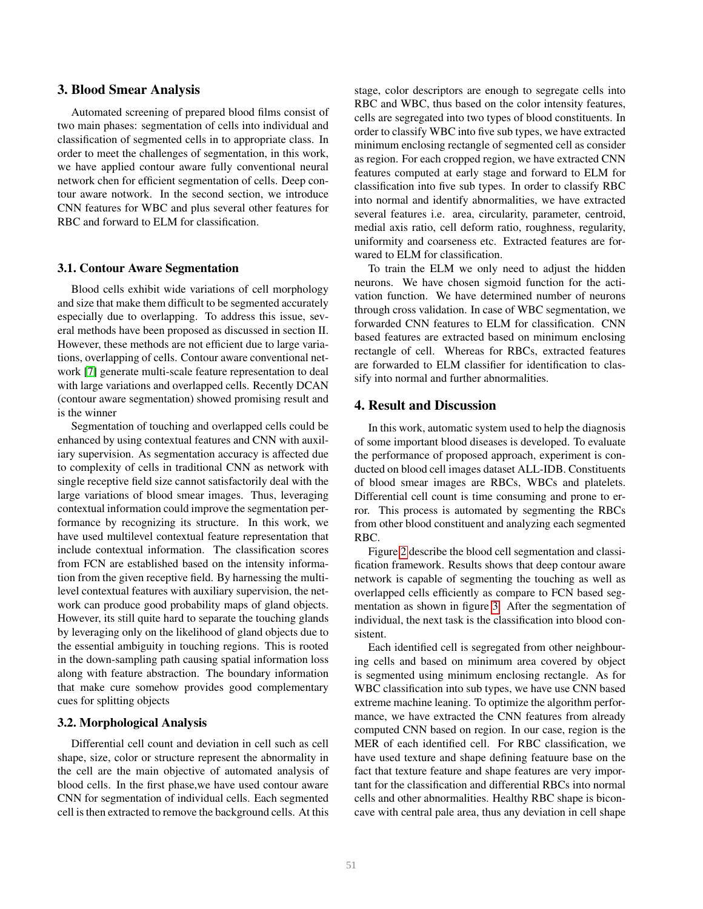## 3. Blood Smear Analysis

Automated screening of prepared blood films consist of two main phases: segmentation of cells into individual and classification of segmented cells in to appropriate class. In order to meet the challenges of segmentation, in this work, we have applied contour aware fully conventional neural network chen for efficient segmentation of cells. Deep contour aware notwork. In the second section, we introduce CNN features for WBC and plus several other features for RBC and forward to ELM for classification.

### 3.1. Contour Aware Segmentation

Blood cells exhibit wide variations of cell morphology and size that make them difficult to be segmented accurately especially due to overlapping. To address this issue, several methods have been proposed as discussed in section II. However, these methods are not efficient due to large variations, overlapping of cells. Contour aware conventional network [7] generate multi-scale feature representation to deal with large variations and overlapped cells. Recently DCAN (contour aware segmentation) showed promising result and is the winner

Segmentation of touching and overlapped cells could be enhanced by using contextual features and CNN with auxiliary supervision. As segmentation accuracy is affected due to complexity of cells in traditional CNN as network with single receptive field size cannot satisfactorily deal with the large variations of blood smear images. Thus, leveraging contextual information could improve the segmentation performance by recognizing its structure. In this work, we have used multilevel contextual feature representation that include contextual information. The classification scores from FCN are established based on the intensity information from the given receptive field. By harnessing the multilevel contextual features with auxiliary supervision, the network can produce good probability maps of gland objects. However, its still quite hard to separate the touching glands by leveraging only on the likelihood of gland objects due to the essential ambiguity in touching regions. This is rooted in the down-sampling path causing spatial information loss along with feature abstraction. The boundary information that make cure somehow provides good complementary cues for splitting objects

### 3.2. Morphological Analysis

Differential cell count and deviation in cell such as cell shape, size, color or structure represent the abnormality in the cell are the main objective of automated analysis of blood cells. In the first phase,we have used contour aware CNN for segmentation of individual cells. Each segmented cell is then extracted to remove the background cells. At this stage, color descriptors are enough to segregate cells into RBC and WBC, thus based on the color intensity features, cells are segregated into two types of blood constituents. In order to classify WBC into five sub types, we have extracted minimum enclosing rectangle of segmented cell as consider as region. For each cropped region, we have extracted CNN features computed at early stage and forward to ELM for classification into five sub types. In order to classify RBC into normal and identify abnormalities, we have extracted several features i.e. area, circularity, parameter, centroid, medial axis ratio, cell deform ratio, roughness, regularity, uniformity and coarseness etc. Extracted features are forwared to ELM for classification.

To train the ELM we only need to adjust the hidden neurons. We have chosen sigmoid function for the activation function. We have determined number of neurons through cross validation. In case of WBC segmentation, we forwarded CNN features to ELM for classification. CNN based features are extracted based on minimum enclosing rectangle of cell. Whereas for RBCs, extracted features are forwarded to ELM classifier for identification to classify into normal and further abnormalities.

## 4. Result and Discussion

In this work, automatic system used to help the diagnosis of some important blood diseases is developed. To evaluate the performance of proposed approach, experiment is conducted on blood cell images dataset ALL-IDB. Constituents of blood smear images are RBCs, WBCs and platelets. Differential cell count is time consuming and prone to error. This process is automated by segmenting the RBCs from other blood constituent and analyzing each segmented RBC.

Figure 2 describe the blood cell segmentation and classification framework. Results shows that deep contour aware network is capable of segmenting the touching as well as overlapped cells efficiently as compare to FCN based segmentation as shown in figure 3. After the segmentation of individual, the next task is the classification into blood consistent.

Each identified cell is segregated from other neighbouring cells and based on minimum area covered by object is segmented using minimum enclosing rectangle. As for WBC classification into sub types, we have use CNN based extreme machine leaning. To optimize the algorithm performance, we have extracted the CNN features from already computed CNN based on region. In our case, region is the MER of each identified cell. For RBC classification, we have used texture and shape defining featuure base on the fact that texture feature and shape features are very important for the classification and differential RBCs into normal cells and other abnormalities. Healthy RBC shape is biconcave with central pale area, thus any deviation in cell shape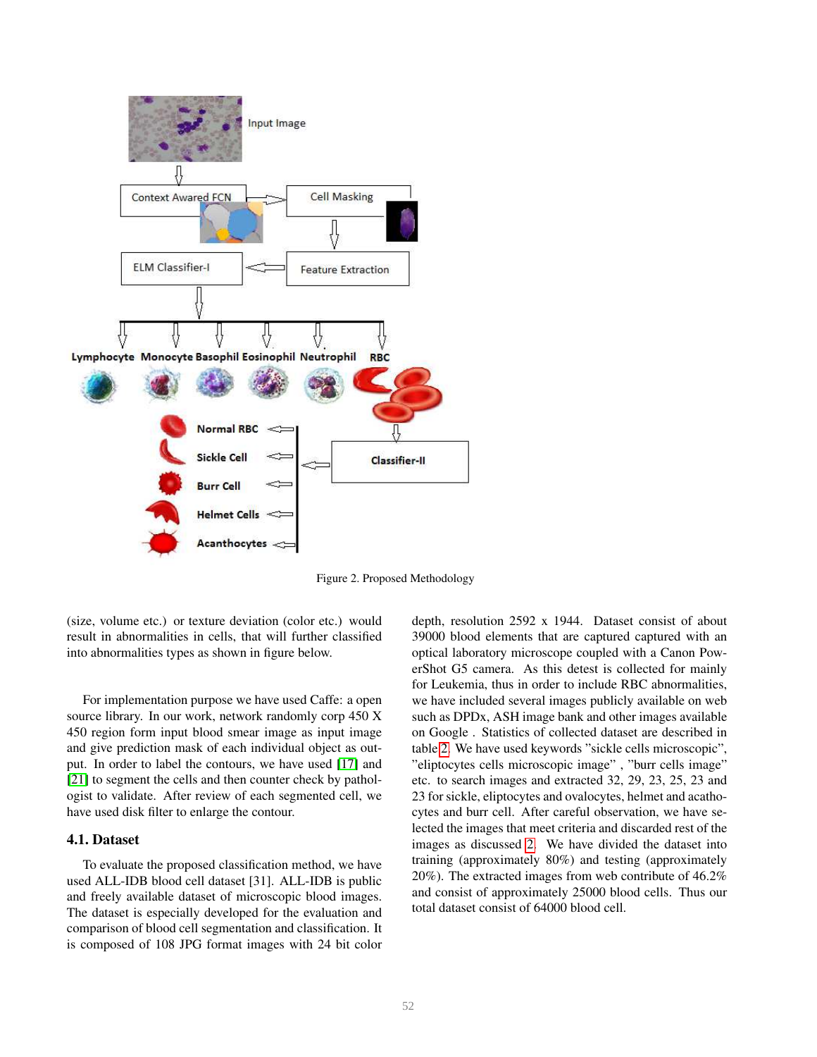Figure 2. Proposed Methodology

(size, volume etc.) or texture deviation (color etc.) would result in abnormalities in cells, that will further classified into abnormalities types as shown in figure below.

For implementation purpose we have used Caffe: a open source library. In our work, network randomly corp 450 X 450 region form input blood smear image as input image and give prediction mask of each individual object as output. In order to label the contours, we have used [17] and [21] to segment the cells and then counter check by pathologist to validate. After review of each segmented cell, we have used disk filter to enlarge the contour.

### 4.1. Dataset

To evaluate the proposed classification method, we have used ALL-IDB blood cell dataset [31]. ALL-IDB is public and freely available dataset of microscopic blood images. The dataset is especially developed for the evaluation and comparison of blood cell segmentation and classification. It is composed of 108 JPG format images with 24 bit color depth, resolution 2592 x 1944. Dataset consist of about 39000 blood elements that are captured captured with an optical laboratory microscope coupled with a Canon PowerShot G5 camera. As this detest is collected for mainly for Leukemia, thus in order to include RBC abnormalities, we have included several images publicly available on web such as DPDx, ASH image bank and other images available on Google . Statistics of collected dataset are described in table 2. We have used keywords "sickle cells microscopic", "eliptocytes cells microscopic image" , "burr cells image" etc. to search images and extracted 32, 29, 23, 25, 23 and 23 for sickle, eliptocytes and ovalocytes, helmet and acathocytes and burr cell. After careful observation, we have selected the images that meet criteria and discarded rest of the images as discussed 2. We have divided the dataset into training (approximately 80%) and testing (approximately 20%). The extracted images from web contribute of 46.2% and consist of approximately 25000 blood cells. Thus our total dataset consist of 64000 blood cell.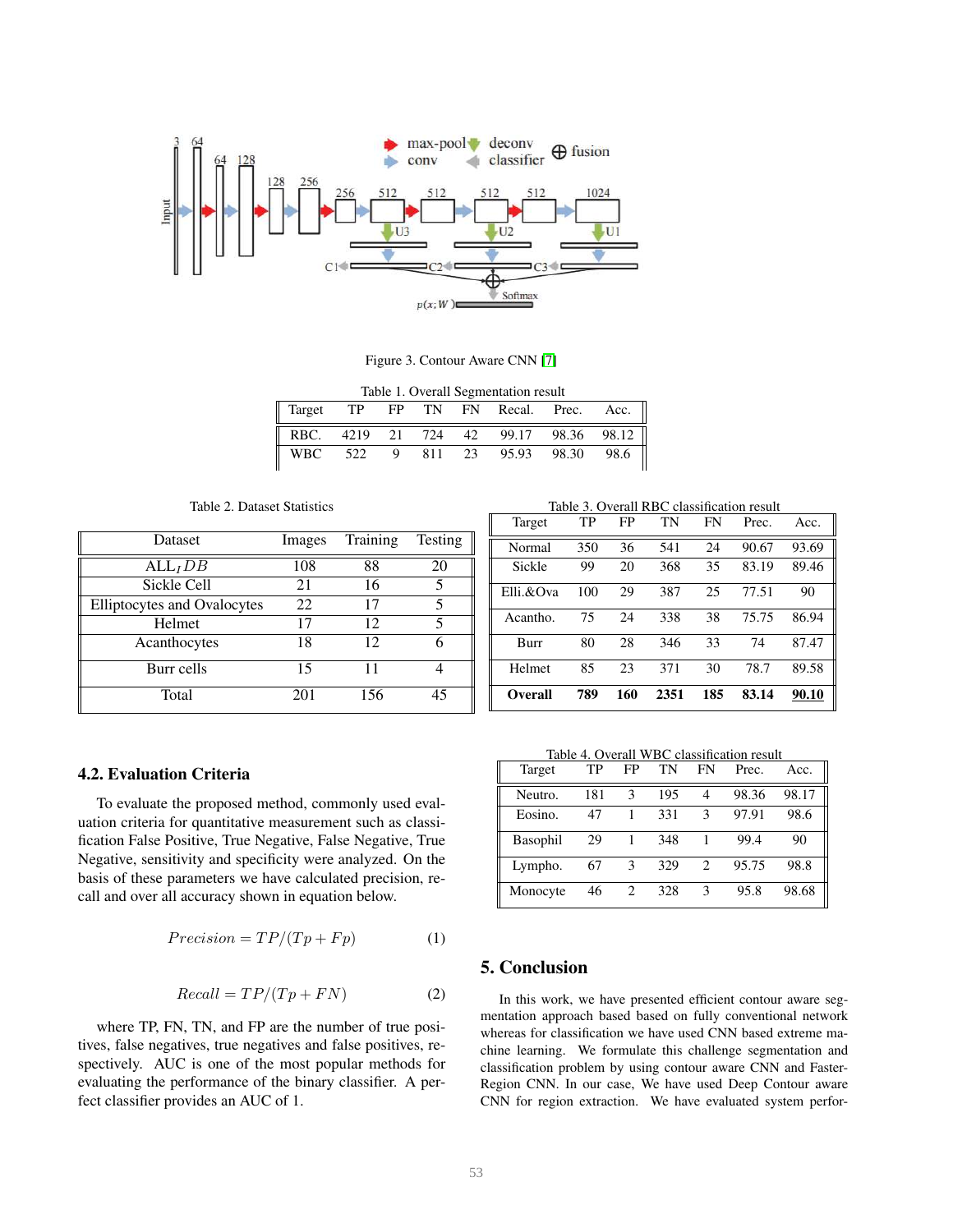Figure 3. Contour Aware CNN [7]

Table 1. Overall Segmentation result

| Target | TP | FP | TN | FN | Recal. | Prec. | Acc. |
|---|---|---|---|---|---|---|---|
| RBC. | 4219 | 21 | 724 | 42 | 99.17 | 98.36 | 98.12 |
| WBC | 522 | 9 | 811 | 23 | 95.93 | 98.30 | 98.6 |

Table 2. Dataset Statistics

| Dataset | Images | Training | Testing |
|---|---|---|---|
| $ALL_IDB$ | 108 | 88 | 20 |
| Sickle Cell | 21 | 16 | 5 |
| Elliptocytes and Ovalocytes | 22 | 17 | 5 |
| Helmet | 17 | 12 | 5 |
| Acanthocytes | 18 | 12 | 6 |
| Burr cells | 15 | 11 | 4 |
| Total | 201 | 156 | 45 |

Table 3. Overall RBC classification result

| Target | TP | FP | TN | FN | Prec. | Acc. |
|---|---|---|---|---|---|---|
| Normal | 350 | 36 | 541 | 24 | 90.67 | 93.69 |
| Sickle | 99 | 20 | 368 | 35 | 83.19 | 89.46 |
| Elli.&Ova | 100 | 29 | 387 | 25 | 77.51 | 90 |
| Acantho. | 75 | 24 | 338 | 38 | 75.75 | 86.94 |
| Burr | 80 | 28 | 346 | 33 | 74 | 87.47 |
| Helmet | 85 | 23 | 371 | 30 | 78.7 | 89.58 |
| **Overall** | **789** | **160** | **2351** | **185** | **83.14** | **90.10** |

Table 4. Overall WBC classification result

| Target | TP | FP | TN | FN | Prec. | Acc. |
|---|---|---|---|---|---|---|
| Neutro. | 181 | 3 | 195 | 4 | 98.36 | 98.17 |
| Eosino. | 47 | 1 | 331 | 3 | 97.91 | 98.6 |
| Basophil | 29 | 1 | 348 | 1 | 99.4 | 90 |
| Lympho. | 67 | 3 | 329 | 2 | 95.75 | 98.8 |
| Monocyte | 46 | 2 | 328 | 3 | 95.8 | 98.68 |

## 4.2. Evaluation Criteria

To evaluate the proposed method, commonly used evaluation criteria for quantitative measurement such as classification False Positive, True Negative, False Negative, True Negative, sensitivity and specificity were analyzed. On the basis of these parameters we have calculated precision, recall and over all accuracy shown in equation below.

$$Precision = TP/(Tp + Fp) \quad (1)$$

$$Recall = TP/(Tp + FN) \quad (2)$$

where TP, FN, TN, and FP are the number of true positives, false negatives, true negatives and false positives, respectively. AUC is one of the most popular methods for evaluating the performance of the binary classifier. A perfect classifier provides an AUC of 1.

## 5. Conclusion

In this work, we have presented efficient contour aware segmentation approach based based on fully conventional network whereas for classification we have used CNN based extreme machine learning. We formulate this challenge segmentation and classification problem by using contour aware CNN and Faster-Region CNN. In our case, We have used Deep Contour aware CNN for region extraction. We have evaluated system perfor-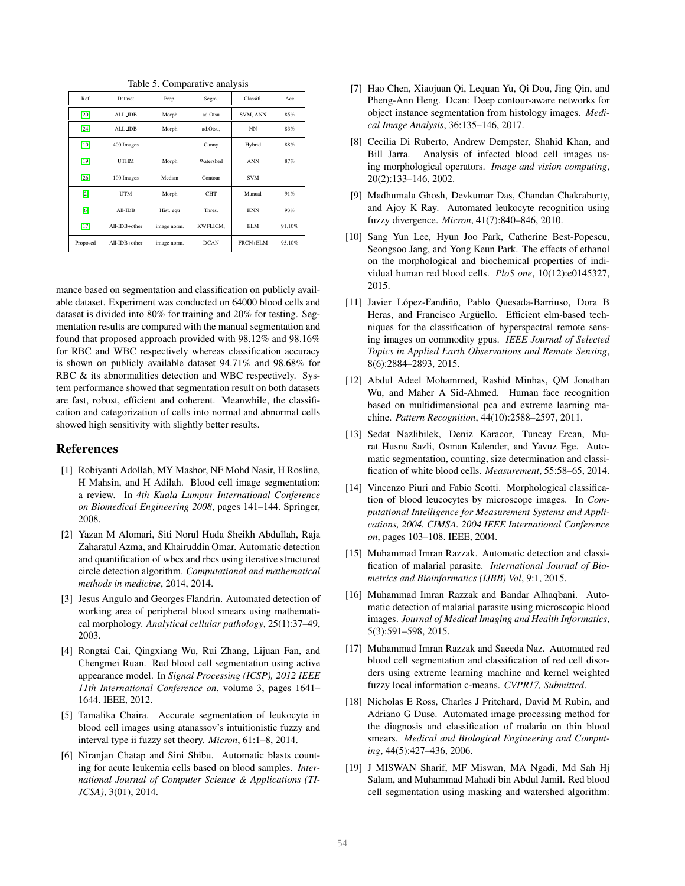Table 5. Comparative analysis

| Ref | Dataset | Prep. | Segm. | Classifi. | Acc |
| --- | --- | --- | --- | --- | --- |
| [20] | ALL_IDB | Morph | ad.Otsu | SVM, ANN | 85% |
| [24] | ALL_IDB | Morph | ad.Otsu, | NN | 83% |
| [10] | 400 Images | | Canny | Hybrid | 88% |
| [19] | UTHM | Morph | Watershed | ANN | 87% |
| [26] | 100 Images | Median | Contour | SVM | |
| [2] | UTM | Morph | CHT | Manual | 91% |
| [6] | All-IDB | Hist. equ | Thres. | KNN | 93% |
| [17] | All-IDB+other | image norm. | KWFLICM, | ELM | 91.10% |
| Proposed | All-IDB+other | image norm. | DCAN | FRCN+ELM | 95.10% |

mance based on segmentation and classification on publicly available dataset. Experiment was conducted on 64000 blood cells and dataset is divided into 80% for training and 20% for testing. Segmentation results are compared with the manual segmentation and found that proposed approach provided with 98.12% and 98.16% for RBC and WBC respectively whereas classification accuracy is shown on publicly available dataset 94.71% and 98.68% for RBC & its abnormalities detection and WBC respectively. System performance showed that segmentation result on both datasets are fast, robust, efficient and coherent. Meanwhile, the classification and categorization of cells into normal and abnormal cells showed high sensitivity with slightly better results.

## References

[1] Robiyanti Adollah, MY Mashor, NF Mohd Nasir, H Rosline, H Mahsin, and H Adilah. Blood cell image segmentation: a review. In *4th Kuala Lumpur International Conference on Biomedical Engineering 2008*, pages 141–144. Springer, 2008.

[2] Yazan M Alomari, Siti Norul Huda Sheikh Abdullah, Raja Zaharatul Azma, and Khairuddin Omar. Automatic detection and quantification of wbcs and rbcs using iterative structured circle detection algorithm. *Computational and mathematical methods in medicine*, 2014, 2014.

[3] Jesus Angulo and Georges Flandrin. Automated detection of working area of peripheral blood smears using mathematical morphology. *Analytical cellular pathology*, 25(1):37–49, 2003.

[4] Rongtai Cai, Qingxiang Wu, Rui Zhang, Lijuan Fan, and Chengmei Ruan. Red blood cell segmentation using active appearance model. In *Signal Processing (ICSP), 2012 IEEE 11th International Conference on*, volume 3, pages 1641–1644. IEEE, 2012.

[5] Tamalika Chaira. Accurate segmentation of leukocyte in blood cell images using atanassov's intuitionistic fuzzy and interval type ii fuzzy set theory. *Micron*, 61:1–8, 2014.

[6] Niranjan Chatap and Sini Shibu. Automatic blasts counting for acute leukemia cells based on blood samples. *International Journal of Computer Science & Applications (TIJCSA)*, 3(01), 2014.

[7] Hao Chen, Xiaojuan Qi, Lequan Yu, Qi Dou, Jing Qin, and Pheng-Ann Heng. Dcan: Deep contour-aware networks for object instance segmentation from histology images. *Medical Image Analysis*, 36:135–146, 2017.

[8] Cecilia Di Ruberto, Andrew Dempster, Shahid Khan, and Bill Jarra. Analysis of infected blood cell images using morphological operators. *Image and vision computing*, 20(2):133–146, 2002.

[9] Madhumala Ghosh, Devkumar Das, Chandan Chakraborty, and Ajoy K Ray. Automated leukocyte recognition using fuzzy divergence. *Micron*, 41(7):840–846, 2010.

[10] Sang Yun Lee, Hyun Joo Park, Catherine Best-Popescu, Seongsoo Jang, and Yong Keun Park. The effects of ethanol on the morphological and biochemical properties of individual human red blood cells. *PloS one*, 10(12):e0145327, 2015.

[11] Javier López-Fandiño, Pablo Quesada-Barriuso, Dora B Heras, and Francisco Argüello. Efficient elm-based techniques for the classification of hyperspectral remote sensing images on commodity gpus. *IEEE Journal of Selected Topics in Applied Earth Observations and Remote Sensing*, 8(6):2884–2893, 2015.

[12] Abdul Adeel Mohammed, Rashid Minhas, QM Jonathan Wu, and Maher A Sid-Ahmed. Human face recognition based on multidimensional pca and extreme learning machine. *Pattern Recognition*, 44(10):2588–2597, 2011.

[13] Sedat Nazlibilek, Deniz Karacor, Tuncay Ercan, Murat Husnu Sazli, Osman Kalender, and Yavuz Ege. Automatic segmentation, counting, size determination and classification of white blood cells. *Measurement*, 55:58–65, 2014.

[14] Vincenzo Piuri and Fabio Scotti. Morphological classification of blood leucocytes by microscope images. In *Computational Intelligence for Measurement Systems and Applications, 2004. CIMSA. 2004 IEEE International Conference on*, pages 103–108. IEEE, 2004.

[15] Muhammad Imran Razzak. Automatic detection and classification of malarial parasite. *International Journal of Biometrics and Bioinformatics (IJBB) Vol*, 9:1, 2015.

[16] Muhammad Imran Razzak and Bandar Alhaqbani. Automatic detection of malarial parasite using microscopic blood images. *Journal of Medical Imaging and Health Informatics*, 5(3):591–598, 2015.

[17] Muhammad Imran Razzak and Saeeda Naz. Automated red blood cell segmentation and classification of red cell disorders using extreme learning machine and kernel weighted fuzzy local information c-means. *CVPR17, Submitted*.

[18] Nicholas E Ross, Charles J Pritchard, David M Rubin, and Adriano G Duse. Automated image processing method for the diagnosis and classification of malaria on thin blood smears. *Medical and Biological Engineering and Computing*, 44(5):427–436, 2006.

[19] J MISWAN Sharif, MF Miswan, MA Ngadi, Md Sah Hj Salam, and Muhammad Mahadi bin Abdul Jamil. Red blood cell segmentation using masking and watershed algorithm: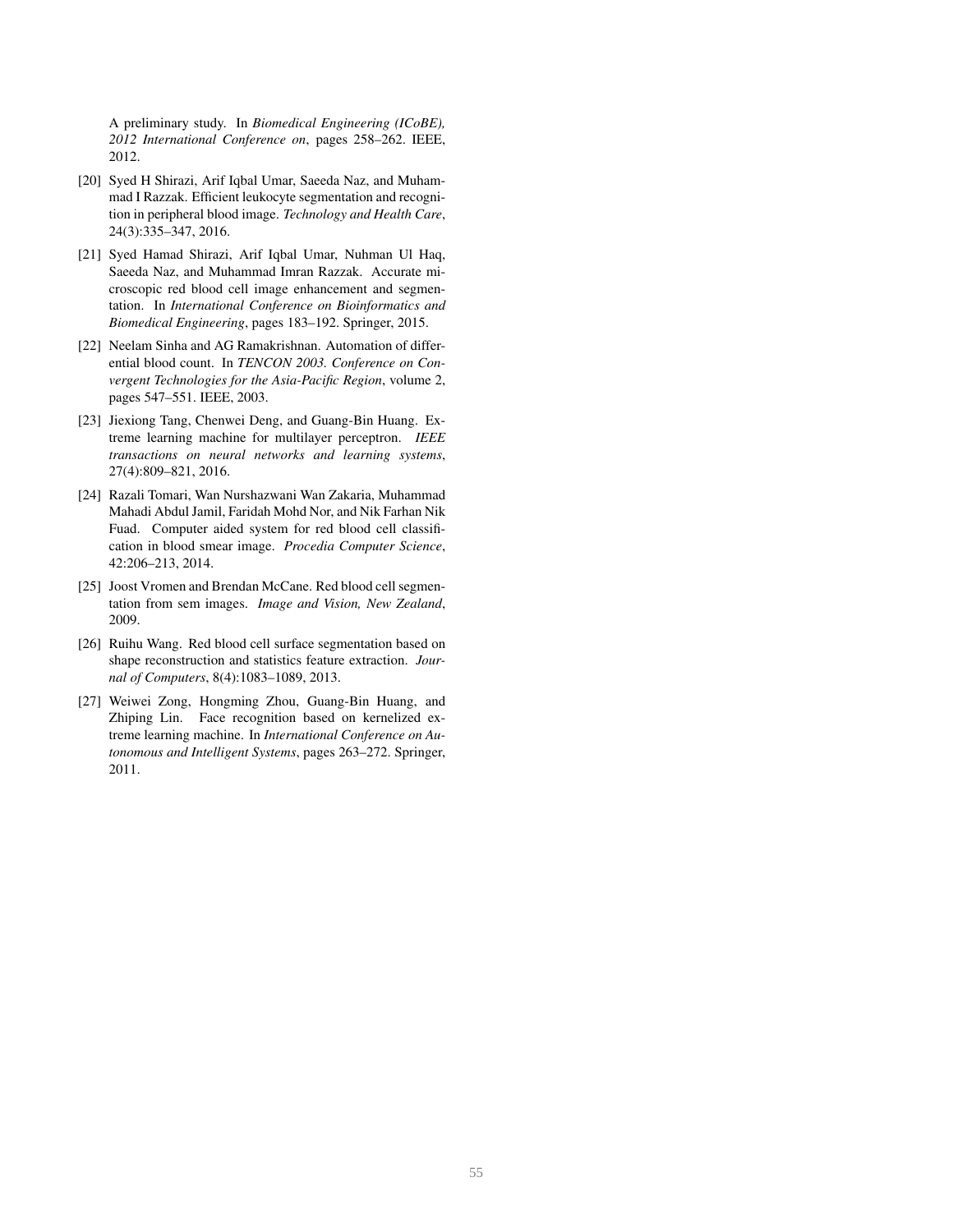A preliminary study. In *Biomedical Engineering (ICoBE), 2012 International Conference on*, pages 258–262. IEEE, 2012.

[20] Syed H Shirazi, Arif Iqbal Umar, Saeeda Naz, and Muhammad I Razzak. Efficient leukocyte segmentation and recognition in peripheral blood image. *Technology and Health Care*, 24(3):335–347, 2016.

[21] Syed Hamad Shirazi, Arif Iqbal Umar, Nuhman Ul Haq, Saeeda Naz, and Muhammad Imran Razzak. Accurate microscopic red blood cell image enhancement and segmentation. In *International Conference on Bioinformatics and Biomedical Engineering*, pages 183–192. Springer, 2015.

[22] Neelam Sinha and AG Ramakrishnan. Automation of differential blood count. In *TENCON 2003. Conference on Convergent Technologies for the Asia-Pacific Region*, volume 2, pages 547–551. IEEE, 2003.

[23] Jiexiong Tang, Chenwei Deng, and Guang-Bin Huang. Extreme learning machine for multilayer perceptron. *IEEE transactions on neural networks and learning systems*, 27(4):809–821, 2016.

[24] Razali Tomari, Wan Nurshazwani Wan Zakaria, Muhammad Mahadi Abdul Jamil, Faridah Mohd Nor, and Nik Farhan Nik Fuad. Computer aided system for red blood cell classification in blood smear image. *Procedia Computer Science*, 42:206–213, 2014.

[25] Joost Vromen and Brendan McCane. Red blood cell segmentation from sem images. *Image and Vision, New Zealand*, 2009.

[26] Ruihu Wang. Red blood cell surface segmentation based on shape reconstruction and statistics feature extraction. *Journal of Computers*, 8(4):1083–1089, 2013.

[27] Weiwei Zong, Hongming Zhou, Guang-Bin Huang, and Zhiping Lin. Face recognition based on kernelized extreme learning machine. In *International Conference on Autonomous and Intelligent Systems*, pages 263–272. Springer, 2011.